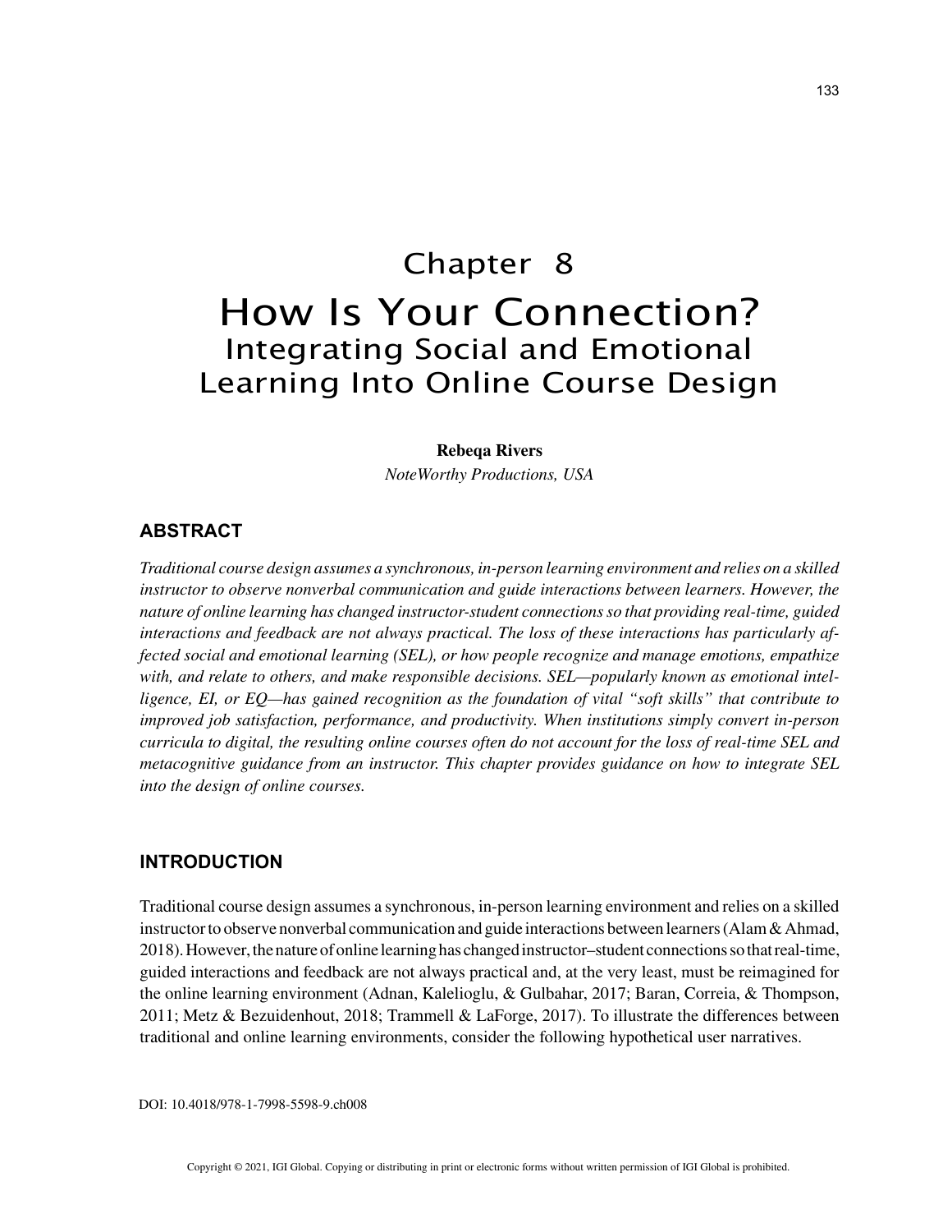# Chapter 8

# How Is Your Connection?

## Integrating Social and Emotional Learning Into Online Course Design

**Rebeqa Rivers**

*NoteWorthy Productions, USA*

## ABSTRACT

*Traditional course design assumes a synchronous, in-person learning environment and relies on a skilled instructor to observe nonverbal communication and guide interactions between learners. However, the nature of online learning has changed instructor-student connections so that providing real-time, guided interactions and feedback are not always practical. The loss of these interactions has particularly affected social and emotional learning (SEL), or how people recognize and manage emotions, empathize with, and relate to others, and make responsible decisions. SEL—popularly known as emotional intelligence, EI, or EQ—has gained recognition as the foundation of vital "soft skills" that contribute to improved job satisfaction, performance, and productivity. When institutions simply convert in-person curricula to digital, the resulting online courses often do not account for the loss of real-time SEL and metacognitive guidance from an instructor. This chapter provides guidance on how to integrate SEL into the design of online courses.*

## INTRODUCTION

Traditional course design assumes a synchronous, in-person learning environment and relies on a skilled instructor to observe nonverbal communication and guide interactions between learners (Alam & Ahmad, 2018). However, the nature of online learning has changed instructor–student connections so that real-time, guided interactions and feedback are not always practical and, at the very least, must be reimagined for the online learning environment (Adnan, Kalelioglu, & Gulbahar, 2017; Baran, Correia, & Thompson, 2011; Metz & Bezuidenhout, 2018; Trammell & LaForge, 2017). To illustrate the differences between traditional and online learning environments, consider the following hypothetical user narratives.

DOI: 10.4018/978-1-7998-5598-9.ch008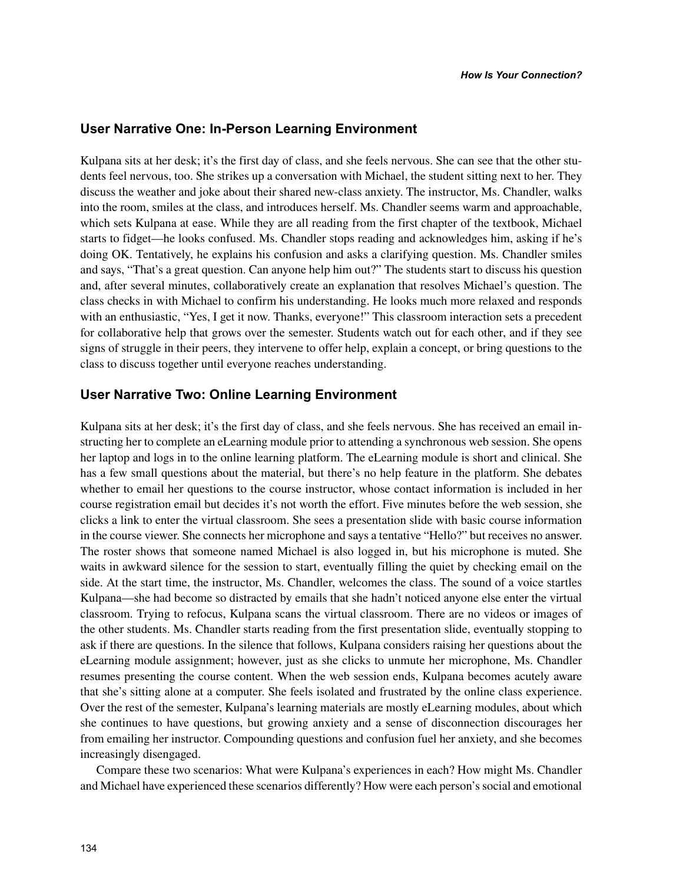## User Narrative One: In-Person Learning Environment

Kulpana sits at her desk; it's the first day of class, and she feels nervous. She can see that the other students feel nervous, too. She strikes up a conversation with Michael, the student sitting next to her. They discuss the weather and joke about their shared new-class anxiety. The instructor, Ms. Chandler, walks into the room, smiles at the class, and introduces herself. Ms. Chandler seems warm and approachable, which sets Kulpana at ease. While they are all reading from the first chapter of the textbook, Michael starts to fidget—he looks confused. Ms. Chandler stops reading and acknowledges him, asking if he's doing OK. Tentatively, he explains his confusion and asks a clarifying question. Ms. Chandler smiles and says, "That's a great question. Can anyone help him out?" The students start to discuss his question and, after several minutes, collaboratively create an explanation that resolves Michael's question. The class checks in with Michael to confirm his understanding. He looks much more relaxed and responds with an enthusiastic, "Yes, I get it now. Thanks, everyone!" This classroom interaction sets a precedent for collaborative help that grows over the semester. Students watch out for each other, and if they see signs of struggle in their peers, they intervene to offer help, explain a concept, or bring questions to the class to discuss together until everyone reaches understanding.

## User Narrative Two: Online Learning Environment

Kulpana sits at her desk; it's the first day of class, and she feels nervous. She has received an email instructing her to complete an eLearning module prior to attending a synchronous web session. She opens her laptop and logs in to the online learning platform. The eLearning module is short and clinical. She has a few small questions about the material, but there's no help feature in the platform. She debates whether to email her questions to the course instructor, whose contact information is included in her course registration email but decides it's not worth the effort. Five minutes before the web session, she clicks a link to enter the virtual classroom. She sees a presentation slide with basic course information in the course viewer. She connects her microphone and says a tentative "Hello?" but receives no answer. The roster shows that someone named Michael is also logged in, but his microphone is muted. She waits in awkward silence for the session to start, eventually filling the quiet by checking email on the side. At the start time, the instructor, Ms. Chandler, welcomes the class. The sound of a voice startles Kulpana—she had become so distracted by emails that she hadn't noticed anyone else enter the virtual classroom. Trying to refocus, Kulpana scans the virtual classroom. There are no videos or images of the other students. Ms. Chandler starts reading from the first presentation slide, eventually stopping to ask if there are questions. In the silence that follows, Kulpana considers raising her questions about the eLearning module assignment; however, just as she clicks to unmute her microphone, Ms. Chandler resumes presenting the course content. When the web session ends, Kulpana becomes acutely aware that she's sitting alone at a computer. She feels isolated and frustrated by the online class experience. Over the rest of the semester, Kulpana's learning materials are mostly eLearning modules, about which she continues to have questions, but growing anxiety and a sense of disconnection discourages her from emailing her instructor. Compounding questions and confusion fuel her anxiety, and she becomes increasingly disengaged.

Compare these two scenarios: What were Kulpana's experiences in each? How might Ms. Chandler and Michael have experienced these scenarios differently? How were each person's social and emotional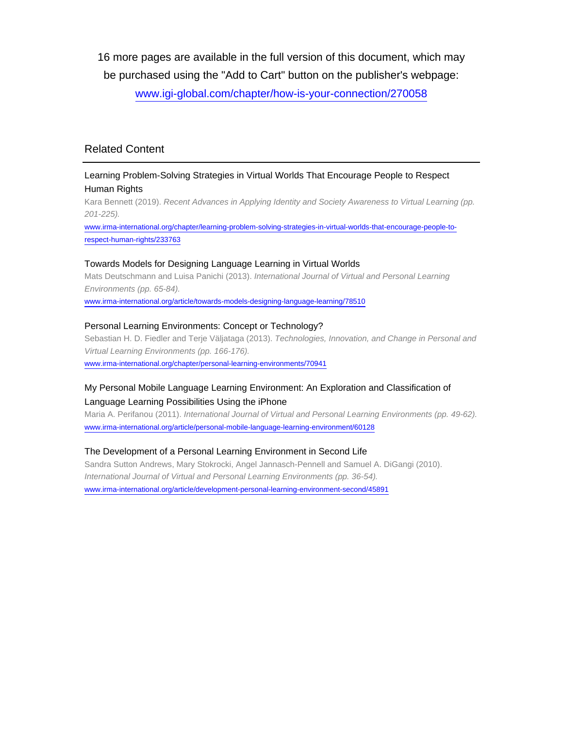16 more pages are available in the full version of this document, which may be purchased using the "Add to Cart" button on the publisher's webpage: www.igi-global.com/chapter/how-is-your-connection/270058

## Related Content

### Learning Problem-Solving Strategies in Virtual Worlds That Encourage People to Respect Human Rights

Kara Bennett (2019). *Recent Advances in Applying Identity and Society Awareness to Virtual Learning (pp. 201-225).*

www.irma-international.org/chapter/learning-problem-solving-strategies-in-virtual-worlds-that-encourage-people-to-respect-human-rights/233763

### Towards Models for Designing Language Learning in Virtual Worlds

Mats Deutschmann and Luisa Panichi (2013). *International Journal of Virtual and Personal Learning Environments (pp. 65-84).*

www.irma-international.org/article/towards-models-designing-language-learning/78510

### Personal Learning Environments: Concept or Technology?

Sebastian H. D. Fiedler and Terje Väljataga (2013). *Technologies, Innovation, and Change in Personal and Virtual Learning Environments (pp. 166-176).*

www.irma-international.org/chapter/personal-learning-environments/70941

### My Personal Mobile Language Learning Environment: An Exploration and Classification of Language Learning Possibilities Using the iPhone

Maria A. Perifanou (2011). *International Journal of Virtual and Personal Learning Environments (pp. 49-62).*

www.irma-international.org/article/personal-mobile-language-learning-environment/60128

### The Development of a Personal Learning Environment in Second Life

Sandra Sutton Andrews, Mary Stokrocki, Angel Jannasch-Pennell and Samuel A. DiGangi (2010). *International Journal of Virtual and Personal Learning Environments (pp. 36-54).*

www.irma-international.org/article/development-personal-learning-environment-second/45891